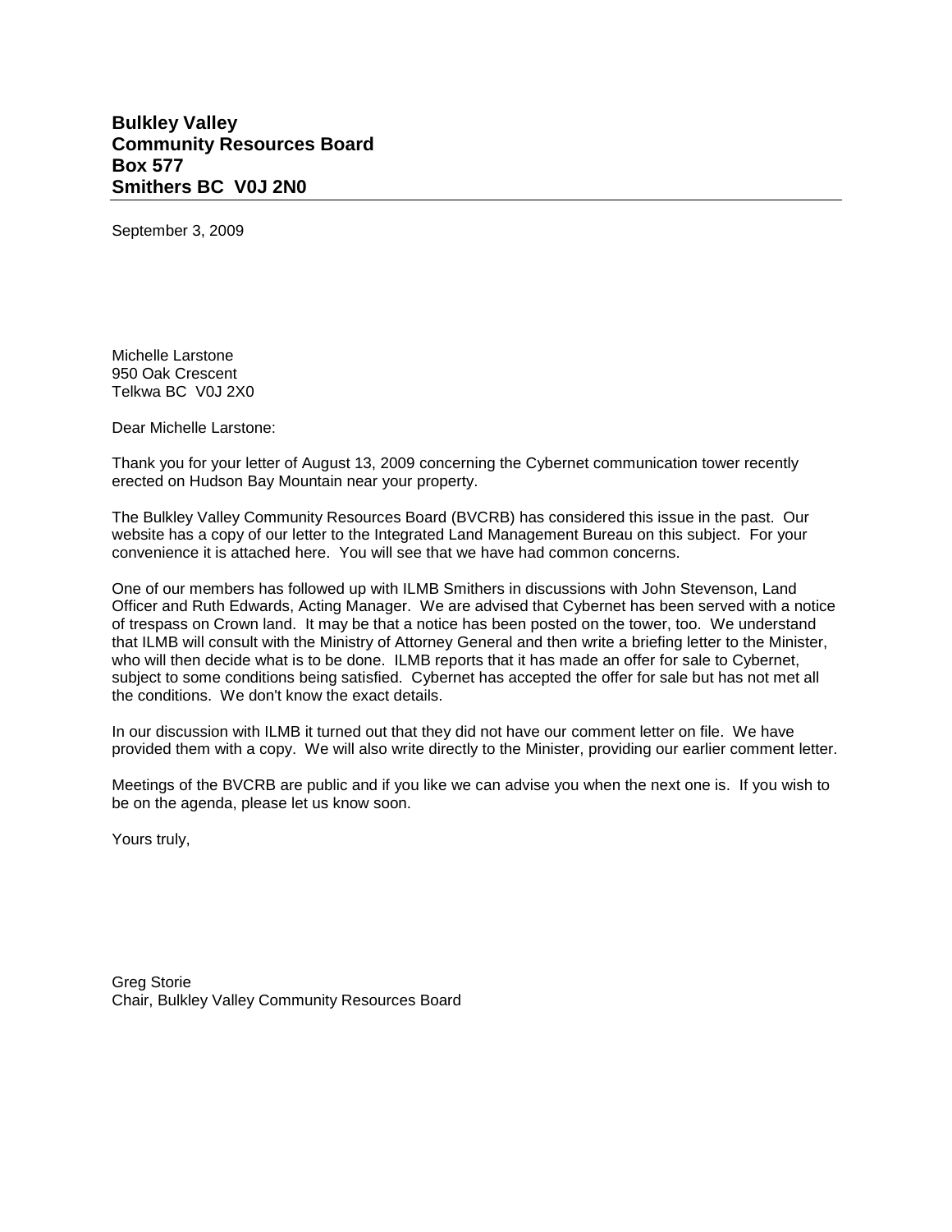**Bulkley Valley**
**Community Resources Board**
**Box 577**
**Smithers BC  V0J 2N0**

---

September 3, 2009

Michelle Larstone
950 Oak Crescent
Telkwa BC  V0J 2X0

Dear Michelle Larstone:

Thank you for your letter of August 13, 2009 concerning the Cybernet communication tower recently erected on Hudson Bay Mountain near your property.

The Bulkley Valley Community Resources Board (BVCRB) has considered this issue in the past. Our website has a copy of our letter to the Integrated Land Management Bureau on this subject. For your convenience it is attached here. You will see that we have had common concerns.

One of our members has followed up with ILMB Smithers in discussions with John Stevenson, Land Officer and Ruth Edwards, Acting Manager. We are advised that Cybernet has been served with a notice of trespass on Crown land. It may be that a notice has been posted on the tower, too. We understand that ILMB will consult with the Ministry of Attorney General and then write a briefing letter to the Minister, who will then decide what is to be done. ILMB reports that it has made an offer for sale to Cybernet, subject to some conditions being satisfied. Cybernet has accepted the offer for sale but has not met all the conditions. We don't know the exact details.

In our discussion with ILMB it turned out that they did not have our comment letter on file. We have provided them with a copy. We will also write directly to the Minister, providing our earlier comment letter.

Meetings of the BVCRB are public and if you like we can advise you when the next one is. If you wish to be on the agenda, please let us know soon.

Yours truly,

Greg Storie
Chair, Bulkley Valley Community Resources Board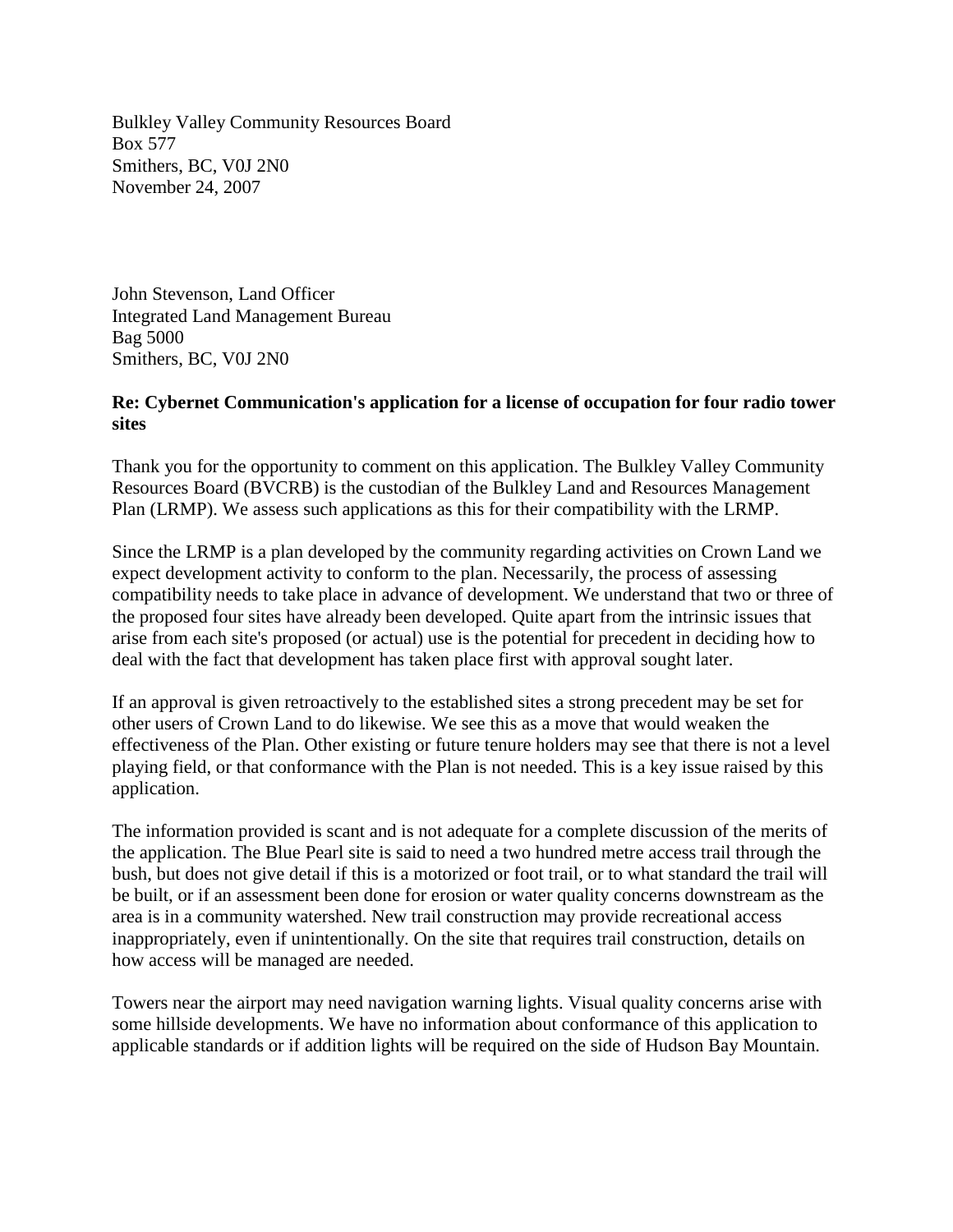Bulkley Valley Community Resources Board
Box 577
Smithers, BC, V0J 2N0
November 24, 2007

John Stevenson, Land Officer
Integrated Land Management Bureau
Bag 5000
Smithers, BC, V0J 2N0

**Re: Cybernet Communication's application for a license of occupation for four radio tower sites**

Thank you for the opportunity to comment on this application. The Bulkley Valley Community Resources Board (BVCRB) is the custodian of the Bulkley Land and Resources Management Plan (LRMP). We assess such applications as this for their compatibility with the LRMP.

Since the LRMP is a plan developed by the community regarding activities on Crown Land we expect development activity to conform to the plan. Necessarily, the process of assessing compatibility needs to take place in advance of development. We understand that two or three of the proposed four sites have already been developed. Quite apart from the intrinsic issues that arise from each site's proposed (or actual) use is the potential for precedent in deciding how to deal with the fact that development has taken place first with approval sought later.

If an approval is given retroactively to the established sites a strong precedent may be set for other users of Crown Land to do likewise. We see this as a move that would weaken the effectiveness of the Plan. Other existing or future tenure holders may see that there is not a level playing field, or that conformance with the Plan is not needed. This is a key issue raised by this application.

The information provided is scant and is not adequate for a complete discussion of the merits of the application. The Blue Pearl site is said to need a two hundred metre access trail through the bush, but does not give detail if this is a motorized or foot trail, or to what standard the trail will be built, or if an assessment been done for erosion or water quality concerns downstream as the area is in a community watershed. New trail construction may provide recreational access inappropriately, even if unintentionally. On the site that requires trail construction, details on how access will be managed are needed.

Towers near the airport may need navigation warning lights. Visual quality concerns arise with some hillside developments. We have no information about conformance of this application to applicable standards or if addition lights will be required on the side of Hudson Bay Mountain.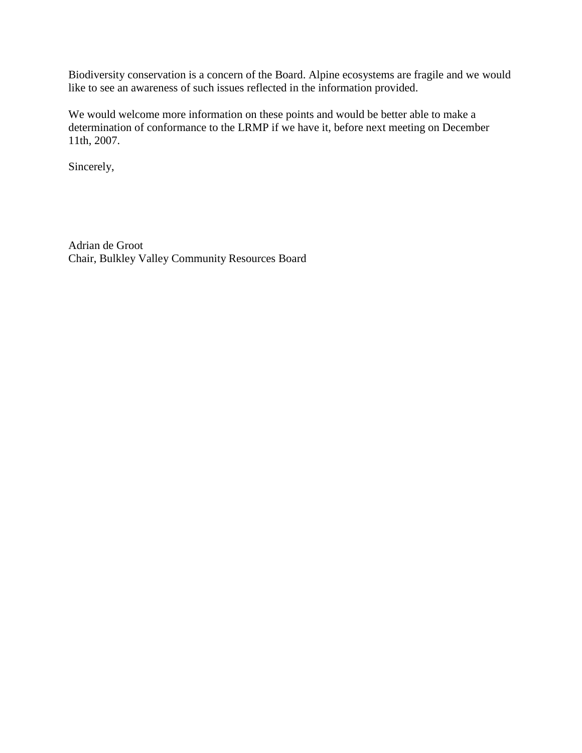Biodiversity conservation is a concern of the Board. Alpine ecosystems are fragile and we would like to see an awareness of such issues reflected in the information provided.

We would welcome more information on these points and would be better able to make a determination of conformance to the LRMP if we have it, before next meeting on December 11th, 2007.

Sincerely,

Adrian de Groot
Chair, Bulkley Valley Community Resources Board